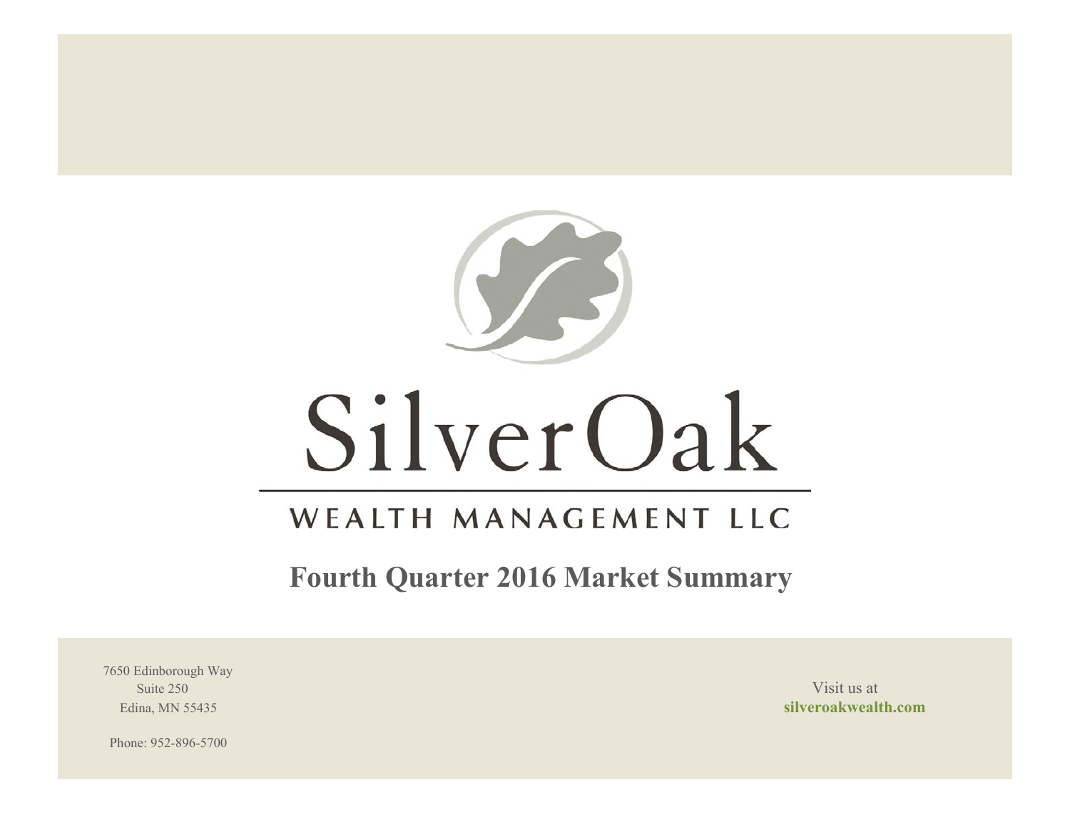# SilverOak

## WEALTH MANAGEMENT LLC

## Fourth Quarter 2016 Market Summary

7650 Edinborough Way
Suite 250
Edina, MN 55435

Phone: 952-896-5700

Visit us at
**silveroakwealth.com**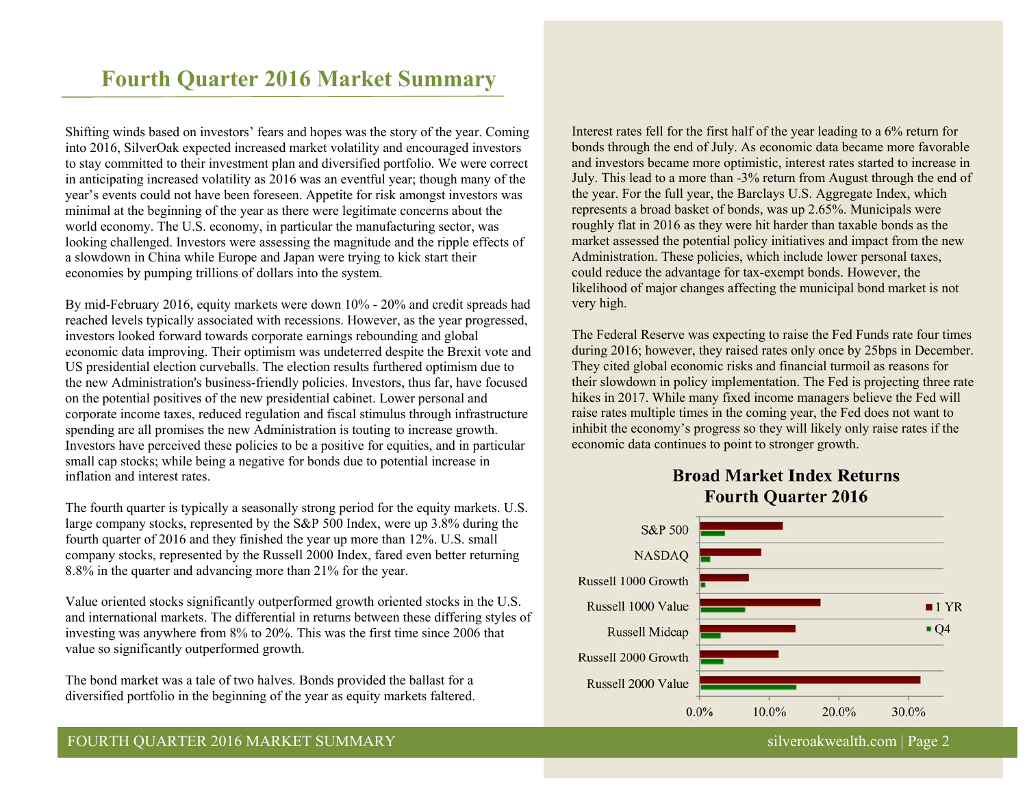# Fourth Quarter 2016 Market Summary

Shifting winds based on investors' fears and hopes was the story of the year. Coming into 2016, SilverOak expected increased market volatility and encouraged investors to stay committed to their investment plan and diversified portfolio. We were correct in anticipating increased volatility as 2016 was an eventful year; though many of the year's events could not have been foreseen. Appetite for risk amongst investors was minimal at the beginning of the year as there were legitimate concerns about the world economy. The U.S. economy, in particular the manufacturing sector, was looking challenged. Investors were assessing the magnitude and the ripple effects of a slowdown in China while Europe and Japan were trying to kick start their economies by pumping trillions of dollars into the system.

By mid-February 2016, equity markets were down 10% - 20% and credit spreads had reached levels typically associated with recessions. However, as the year progressed, investors looked forward towards corporate earnings rebounding and global economic data improving. Their optimism was undeterred despite the Brexit vote and US presidential election curveballs. The election results furthered optimism due to the new Administration's business-friendly policies. Investors, thus far, have focused on the potential positives of the new presidential cabinet. Lower personal and corporate income taxes, reduced regulation and fiscal stimulus through infrastructure spending are all promises the new Administration is touting to increase growth. Investors have perceived these policies to be a positive for equities, and in particular small cap stocks; while being a negative for bonds due to potential increase in inflation and interest rates.

The fourth quarter is typically a seasonally strong period for the equity markets. U.S. large company stocks, represented by the S&P 500 Index, were up 3.8% during the fourth quarter of 2016 and they finished the year up more than 12%. U.S. small company stocks, represented by the Russell 2000 Index, fared even better returning 8.8% in the quarter and advancing more than 21% for the year.

Value oriented stocks significantly outperformed growth oriented stocks in the U.S. and international markets. The differential in returns between these differing styles of investing was anywhere from 8% to 20%. This was the first time since 2006 that value so significantly outperformed growth.

The bond market was a tale of two halves. Bonds provided the ballast for a diversified portfolio in the beginning of the year as equity markets faltered. Interest rates fell for the first half of the year leading to a 6% return for bonds through the end of July. As economic data became more favorable and investors became more optimistic, interest rates started to increase in July. This lead to a more than -3% return from August through the end of the year. For the full year, the Barclays U.S. Aggregate Index, which represents a broad basket of bonds, was up 2.65%. Municipals were roughly flat in 2016 as they were hit harder than taxable bonds as the market assessed the potential policy initiatives and impact from the new Administration. These policies, which include lower personal taxes, could reduce the advantage for tax-exempt bonds. However, the likelihood of major changes affecting the municipal bond market is not very high.

The Federal Reserve was expecting to raise the Fed Funds rate four times during 2016; however, they raised rates only once by 25bps in December. They cited global economic risks and financial turmoil as reasons for their slowdown in policy implementation. The Fed is projecting three rate hikes in 2017. While many fixed income managers believe the Fed will raise rates multiple times in the coming year, the Fed does not want to inhibit the economy's progress so they will likely only raise rates if the economic data continues to point to stronger growth.

**Broad Market Index Returns**
**Fourth Quarter 2016**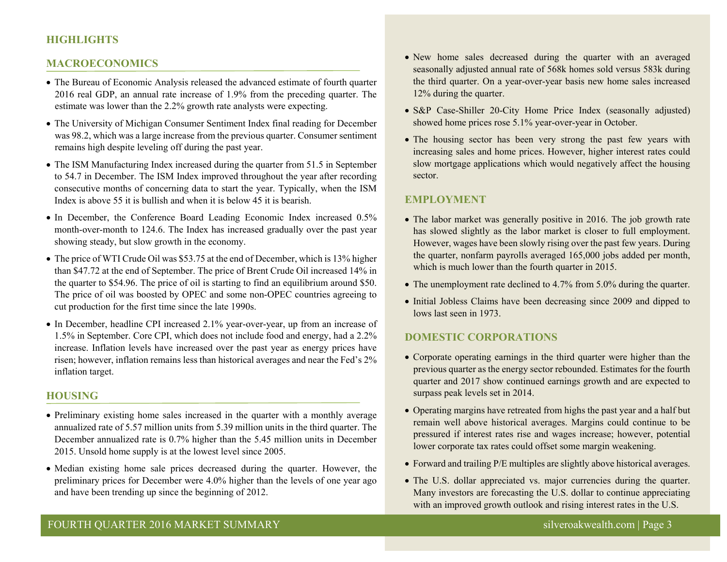# HIGHLIGHTS

## MACROECONOMICS

- The Bureau of Economic Analysis released the advanced estimate of fourth quarter 2016 real GDP, an annual rate increase of 1.9% from the preceding quarter. The estimate was lower than the 2.2% growth rate analysts were expecting.
- The University of Michigan Consumer Sentiment Index final reading for December was 98.2, which was a large increase from the previous quarter. Consumer sentiment remains high despite leveling off during the past year.
- The ISM Manufacturing Index increased during the quarter from 51.5 in September to 54.7 in December. The ISM Index improved throughout the year after recording consecutive months of concerning data to start the year. Typically, when the ISM Index is above 55 it is bullish and when it is below 45 it is bearish.
- In December, the Conference Board Leading Economic Index increased 0.5% month-over-month to 124.6. The Index has increased gradually over the past year showing steady, but slow growth in the economy.
- The price of WTI Crude Oil was $53.75 at the end of December, which is 13% higher than $47.72 at the end of September. The price of Brent Crude Oil increased 14% in the quarter to $54.96. The price of oil is starting to find an equilibrium around $50. The price of oil was boosted by OPEC and some non-OPEC countries agreeing to cut production for the first time since the late 1990s.
- In December, headline CPI increased 2.1% year-over-year, up from an increase of 1.5% in September. Core CPI, which does not include food and energy, had a 2.2% increase. Inflation levels have increased over the past year as energy prices have risen; however, inflation remains less than historical averages and near the Fed's 2% inflation target.

## HOUSING

- Preliminary existing home sales increased in the quarter with a monthly average annualized rate of 5.57 million units from 5.39 million units in the third quarter. The December annualized rate is 0.7% higher than the 5.45 million units in December 2015. Unsold home supply is at the lowest level since 2005.
- Median existing home sale prices decreased during the quarter. However, the preliminary prices for December were 4.0% higher than the levels of one year ago and have been trending up since the beginning of 2012.
- New home sales decreased during the quarter with an averaged seasonally adjusted annual rate of 568k homes sold versus 583k during the third quarter. On a year-over-year basis new home sales increased 12% during the quarter.
- S&P Case-Shiller 20-City Home Price Index (seasonally adjusted) showed home prices rose 5.1% year-over-year in October.
- The housing sector has been very strong the past few years with increasing sales and home prices. However, higher interest rates could slow mortgage applications which would negatively affect the housing sector.

## EMPLOYMENT

- The labor market was generally positive in 2016. The job growth rate has slowed slightly as the labor market is closer to full employment. However, wages have been slowly rising over the past few years. During the quarter, nonfarm payrolls averaged 165,000 jobs added per month, which is much lower than the fourth quarter in 2015.
- The unemployment rate declined to 4.7% from 5.0% during the quarter.
- Initial Jobless Claims have been decreasing since 2009 and dipped to lows last seen in 1973.

## DOMESTIC CORPORATIONS

- Corporate operating earnings in the third quarter were higher than the previous quarter as the energy sector rebounded. Estimates for the fourth quarter and 2017 show continued earnings growth and are expected to surpass peak levels set in 2014.
- Operating margins have retreated from highs the past year and a half but remain well above historical averages. Margins could continue to be pressured if interest rates rise and wages increase; however, potential lower corporate tax rates could offset some margin weakening.
- Forward and trailing P/E multiples are slightly above historical averages.
- The U.S. dollar appreciated vs. major currencies during the quarter. Many investors are forecasting the U.S. dollar to continue appreciating with an improved growth outlook and rising interest rates in the U.S.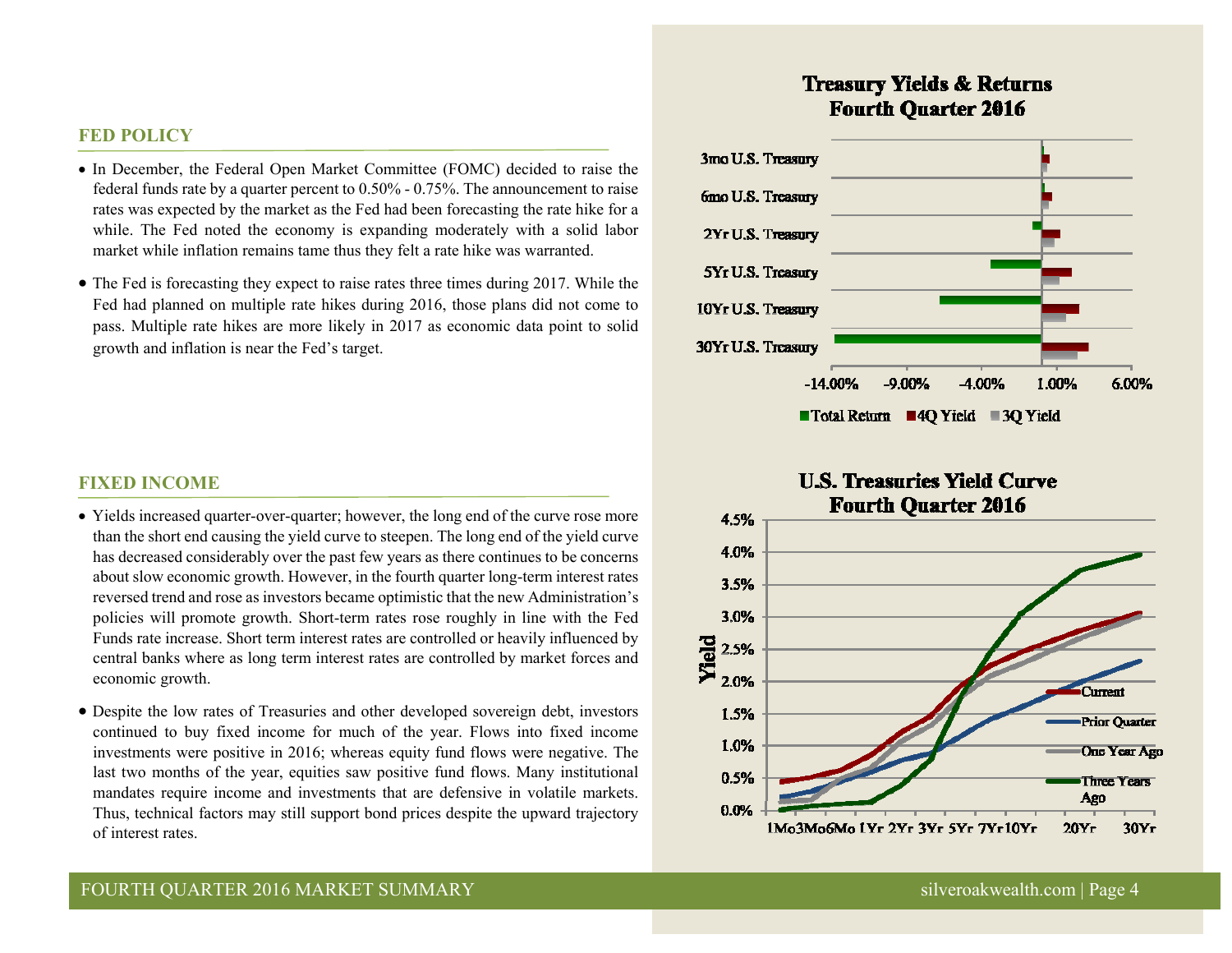## FED POLICY

- In December, the Federal Open Market Committee (FOMC) decided to raise the federal funds rate by a quarter percent to 0.50% - 0.75%. The announcement to raise rates was expected by the market as the Fed had been forecasting the rate hike for a while. The Fed noted the economy is expanding moderately with a solid labor market while inflation remains tame thus they felt a rate hike was warranted.
- The Fed is forecasting they expect to raise rates three times during 2017. While the Fed had planned on multiple rate hikes during 2016, those plans did not come to pass. Multiple rate hikes are more likely in 2017 as economic data point to solid growth and inflation is near the Fed's target.

## FIXED INCOME

- Yields increased quarter-over-quarter; however, the long end of the curve rose more than the short end causing the yield curve to steepen. The long end of the yield curve has decreased considerably over the past few years as there continues to be concerns about slow economic growth. However, in the fourth quarter long-term interest rates reversed trend and rose as investors became optimistic that the new Administration's policies will promote growth. Short-term rates rose roughly in line with the Fed Funds rate increase. Short term interest rates are controlled or heavily influenced by central banks where as long term interest rates are controlled by market forces and economic growth.
- Despite the low rates of Treasuries and other developed sovereign debt, investors continued to buy fixed income for much of the year. Flows into fixed income investments were positive in 2016; whereas equity fund flows were negative. The last two months of the year, equities saw positive fund flows. Many institutional mandates require income and investments that are defensive in volatile markets. Thus, technical factors may still support bond prices despite the upward trajectory of interest rates.

**Treasury Yields & Returns Fourth Quarter 2016**

Categories: 3mo U.S. Treasury, 6mo U.S. Treasury, 2Yr U.S. Treasury, 5Yr U.S. Treasury, 10Yr U.S. Treasury, 30Yr U.S. Treasury

Axis: -14.00%, -9.00%, -4.00%, 1.00%, 6.00%

Legend: Total Return, 4Q Yield, 3Q Yield

**U.S. Treasuries Yield Curve Fourth Quarter 2016**

Y-axis: Yield (0.0% – 4.5%)

X-axis: 1Mo, 3Mo, 6Mo, 1Yr, 2Yr, 3Yr, 5Yr, 7Yr, 10Yr, 20Yr, 30Yr

Legend: Current, Prior Quarter, One Year Ago, Three Years Ago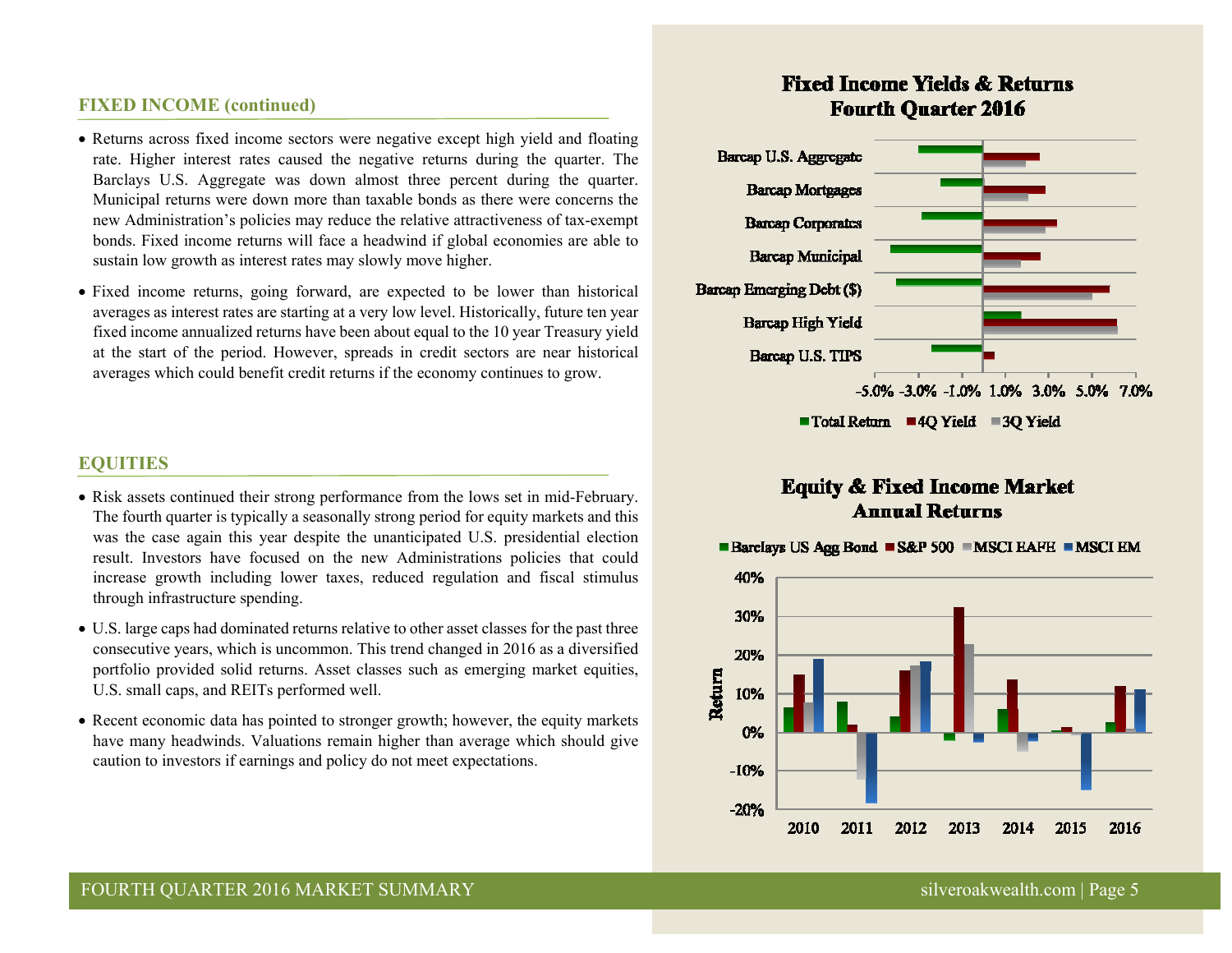## FIXED INCOME (continued)

- Returns across fixed income sectors were negative except high yield and floating rate. Higher interest rates caused the negative returns during the quarter. The Barclays U.S. Aggregate was down almost three percent during the quarter. Municipal returns were down more than taxable bonds as there were concerns the new Administration's policies may reduce the relative attractiveness of tax-exempt bonds. Fixed income returns will face a headwind if global economies are able to sustain low growth as interest rates may slowly move higher.
- Fixed income returns, going forward, are expected to be lower than historical averages as interest rates are starting at a very low level. Historically, future ten year fixed income annualized returns have been about equal to the 10 year Treasury yield at the start of the period. However, spreads in credit sectors are near historical averages which could benefit credit returns if the economy continues to grow.

## EQUITIES

- Risk assets continued their strong performance from the lows set in mid-February. The fourth quarter is typically a seasonally strong period for equity markets and this was the case again this year despite the unanticipated U.S. presidential election result. Investors have focused on the new Administrations policies that could increase growth including lower taxes, reduced regulation and fiscal stimulus through infrastructure spending.
- U.S. large caps had dominated returns relative to other asset classes for the past three consecutive years, which is uncommon. This trend changed in 2016 as a diversified portfolio provided solid returns. Asset classes such as emerging market equities, U.S. small caps, and REITs performed well.
- Recent economic data has pointed to stronger growth; however, the equity markets have many headwinds. Valuations remain higher than average which should give caution to investors if earnings and policy do not meet expectations.

### Fixed Income Yields & Returns Fourth Quarter 2016

Categories: Barcap U.S. Aggregate, Barcap Mortgages, Barcap Corporates, Barcap Municipal, Barcap Emerging Debt ($), Barcap High Yield, Barcap U.S. TIPS

Axis: -5.0% -3.0% -1.0% 1.0% 3.0% 5.0% 7.0%

Legend: Total Return, 4Q Yield, 3Q Yield

### Equity & Fixed Income Market Annual Returns

Legend: Barclays US Agg Bond, S&P 500, MSCI EAFE, MSCI EM

Axis: Return (-20% to 40%); Years: 2010, 2011, 2012, 2013, 2014, 2015, 2016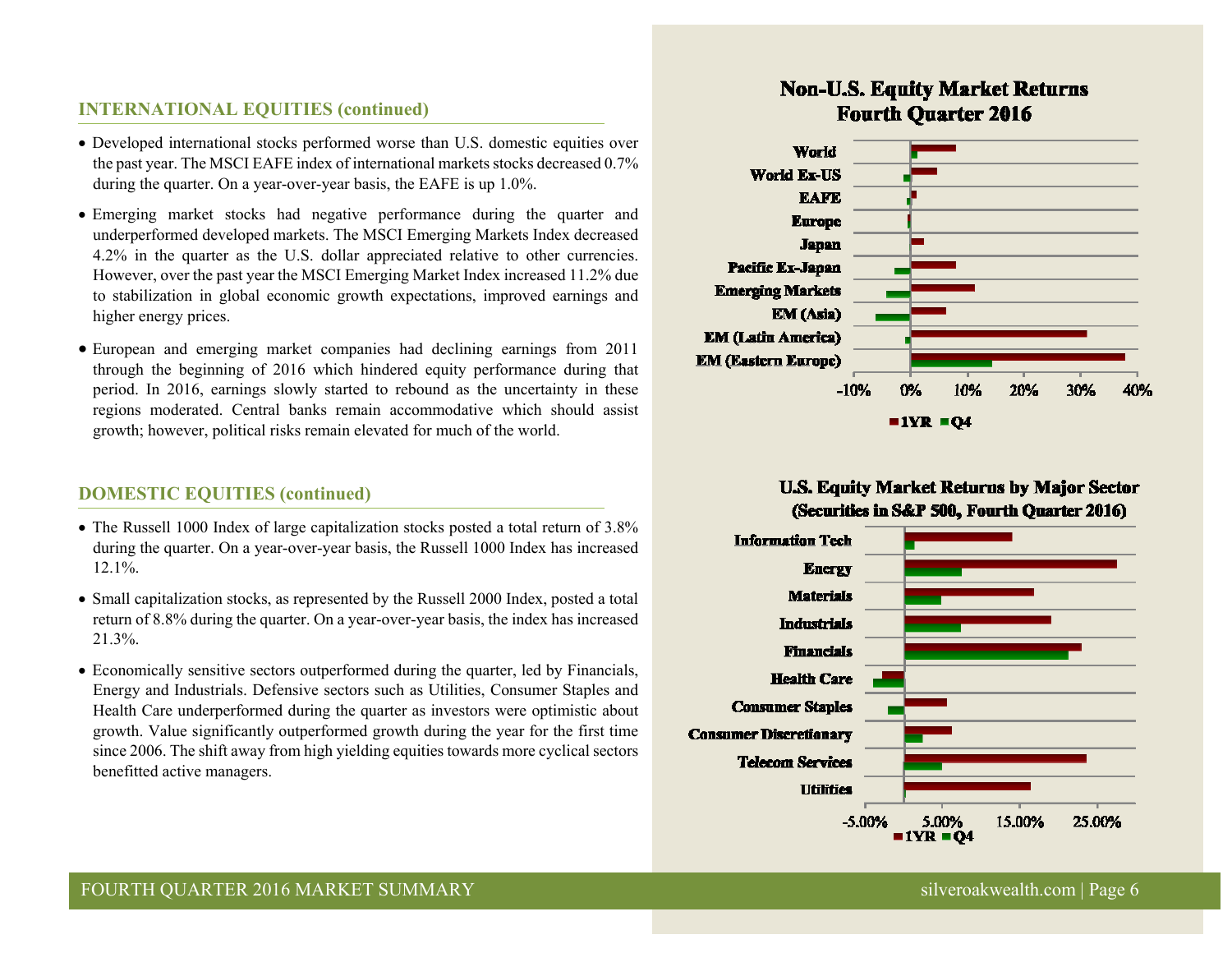## INTERNATIONAL EQUITIES (continued)

- Developed international stocks performed worse than U.S. domestic equities over the past year. The MSCI EAFE index of international markets stocks decreased 0.7% during the quarter. On a year-over-year basis, the EAFE is up 1.0%.
- Emerging market stocks had negative performance during the quarter and underperformed developed markets. The MSCI Emerging Markets Index decreased 4.2% in the quarter as the U.S. dollar appreciated relative to other currencies. However, over the past year the MSCI Emerging Market Index increased 11.2% due to stabilization in global economic growth expectations, improved earnings and higher energy prices.
- European and emerging market companies had declining earnings from 2011 through the beginning of 2016 which hindered equity performance during that period. In 2016, earnings slowly started to rebound as the uncertainty in these regions moderated. Central banks remain accommodative which should assist growth; however, political risks remain elevated for much of the world.

## DOMESTIC EQUITIES (continued)

- The Russell 1000 Index of large capitalization stocks posted a total return of 3.8% during the quarter. On a year-over-year basis, the Russell 1000 Index has increased 12.1%.
- Small capitalization stocks, as represented by the Russell 2000 Index, posted a total return of 8.8% during the quarter. On a year-over-year basis, the index has increased 21.3%.
- Economically sensitive sectors outperformed during the quarter, led by Financials, Energy and Industrials. Defensive sectors such as Utilities, Consumer Staples and Health Care underperformed during the quarter as investors were optimistic about growth. Value significantly outperformed growth during the year for the first time since 2006. The shift away from high yielding equities towards more cyclical sectors benefitted active managers.

**Non-U.S. Equity Market Returns Fourth Quarter 2016**

Categories: World, World Ex-US, EAFE, Europe, Japan, Pacific Ex-Japan, Emerging Markets, EM (Asia), EM (Latin America), EM (Eastern Europe)

Axis: -10%, 0%, 10%, 20%, 30%, 40%

Legend: 1YR, Q4

**U.S. Equity Market Returns by Major Sector (Securities in S&P 500, Fourth Quarter 2016)**

Categories: Information Tech, Energy, Materials, Industrials, Financials, Health Care, Consumer Staples, Consumer Discretionary, Telecom Services, Utilities

Axis: -5.00%, 5.00%, 15.00%, 25.00%

Legend: 1YR, Q4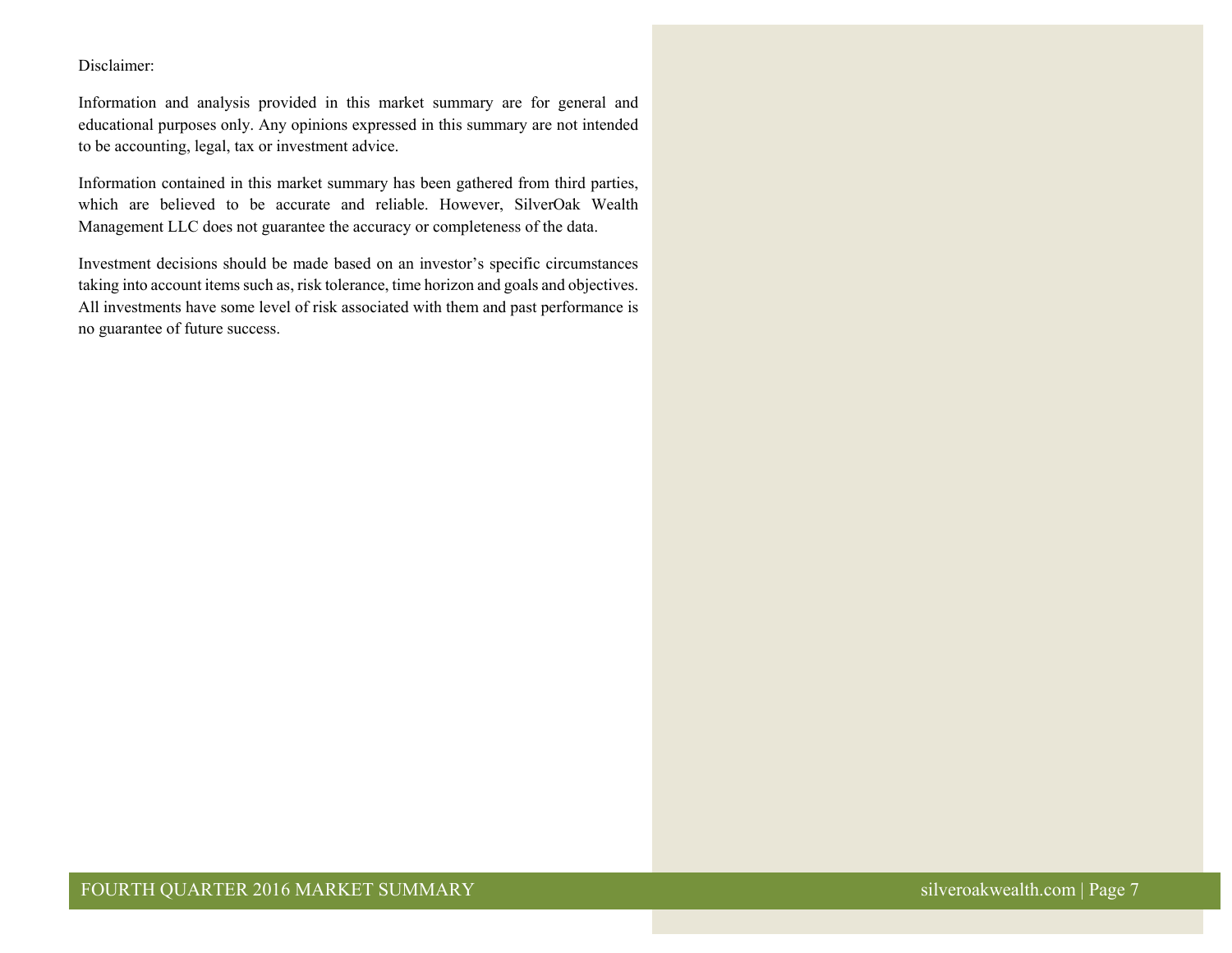Disclaimer:

Information and analysis provided in this market summary are for general and educational purposes only. Any opinions expressed in this summary are not intended to be accounting, legal, tax or investment advice.

Information contained in this market summary has been gathered from third parties, which are believed to be accurate and reliable. However, SilverOak Wealth Management LLC does not guarantee the accuracy or completeness of the data.

Investment decisions should be made based on an investor's specific circumstances taking into account items such as, risk tolerance, time horizon and goals and objectives. All investments have some level of risk associated with them and past performance is no guarantee of future success.